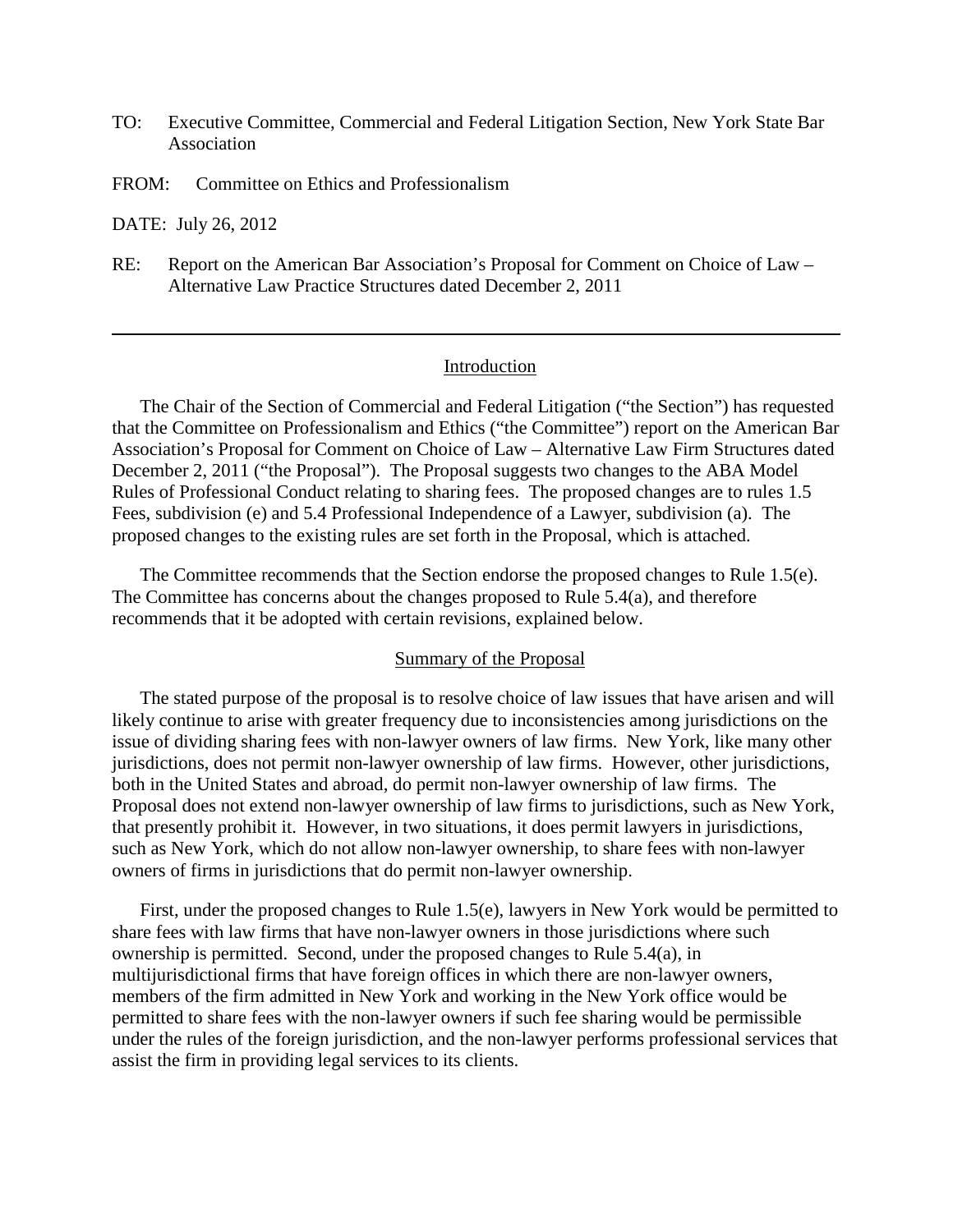TO: Executive Committee, Commercial and Federal Litigation Section, New York State Bar Association

FROM: Committee on Ethics and Professionalism

DATE: July 26, 2012

RE: Report on the American Bar Association's Proposal for Comment on Choice of Law – Alternative Law Practice Structures dated December 2, 2011

---

## Introduction

The Chair of the Section of Commercial and Federal Litigation ("the Section") has requested that the Committee on Professionalism and Ethics ("the Committee") report on the American Bar Association's Proposal for Comment on Choice of Law – Alternative Law Firm Structures dated December 2, 2011 ("the Proposal"). The Proposal suggests two changes to the ABA Model Rules of Professional Conduct relating to sharing fees. The proposed changes are to rules 1.5 Fees, subdivision (e) and 5.4 Professional Independence of a Lawyer, subdivision (a). The proposed changes to the existing rules are set forth in the Proposal, which is attached.

The Committee recommends that the Section endorse the proposed changes to Rule 1.5(e). The Committee has concerns about the changes proposed to Rule 5.4(a), and therefore recommends that it be adopted with certain revisions, explained below.

## Summary of the Proposal

The stated purpose of the proposal is to resolve choice of law issues that have arisen and will likely continue to arise with greater frequency due to inconsistencies among jurisdictions on the issue of dividing sharing fees with non-lawyer owners of law firms. New York, like many other jurisdictions, does not permit non-lawyer ownership of law firms. However, other jurisdictions, both in the United States and abroad, do permit non-lawyer ownership of law firms. The Proposal does not extend non-lawyer ownership of law firms to jurisdictions, such as New York, that presently prohibit it. However, in two situations, it does permit lawyers in jurisdictions, such as New York, which do not allow non-lawyer ownership, to share fees with non-lawyer owners of firms in jurisdictions that do permit non-lawyer ownership.

First, under the proposed changes to Rule 1.5(e), lawyers in New York would be permitted to share fees with law firms that have non-lawyer owners in those jurisdictions where such ownership is permitted. Second, under the proposed changes to Rule 5.4(a), in multijurisdictional firms that have foreign offices in which there are non-lawyer owners, members of the firm admitted in New York and working in the New York office would be permitted to share fees with the non-lawyer owners if such fee sharing would be permissible under the rules of the foreign jurisdiction, and the non-lawyer performs professional services that assist the firm in providing legal services to its clients.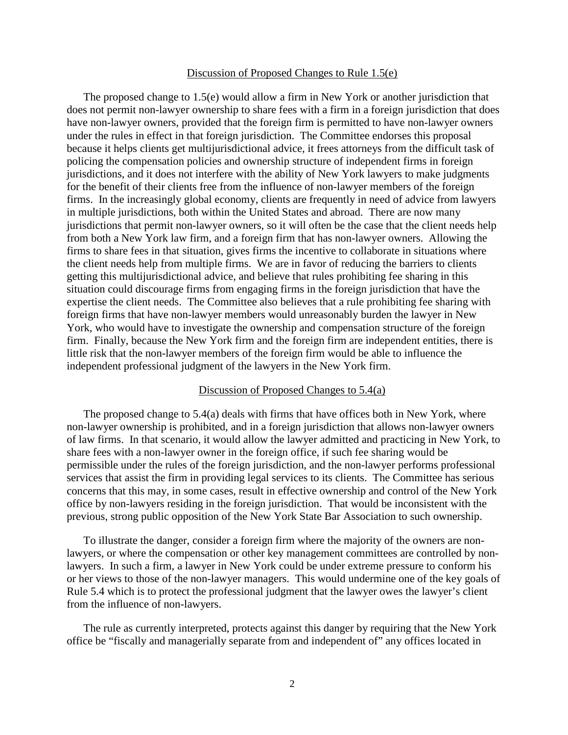## Discussion of Proposed Changes to Rule 1.5(e)

The proposed change to 1.5(e) would allow a firm in New York or another jurisdiction that does not permit non-lawyer ownership to share fees with a firm in a foreign jurisdiction that does have non-lawyer owners, provided that the foreign firm is permitted to have non-lawyer owners under the rules in effect in that foreign jurisdiction. The Committee endorses this proposal because it helps clients get multijurisdictional advice, it frees attorneys from the difficult task of policing the compensation policies and ownership structure of independent firms in foreign jurisdictions, and it does not interfere with the ability of New York lawyers to make judgments for the benefit of their clients free from the influence of non-lawyer members of the foreign firms. In the increasingly global economy, clients are frequently in need of advice from lawyers in multiple jurisdictions, both within the United States and abroad. There are now many jurisdictions that permit non-lawyer owners, so it will often be the case that the client needs help from both a New York law firm, and a foreign firm that has non-lawyer owners. Allowing the firms to share fees in that situation, gives firms the incentive to collaborate in situations where the client needs help from multiple firms. We are in favor of reducing the barriers to clients getting this multijurisdictional advice, and believe that rules prohibiting fee sharing in this situation could discourage firms from engaging firms in the foreign jurisdiction that have the expertise the client needs. The Committee also believes that a rule prohibiting fee sharing with foreign firms that have non-lawyer members would unreasonably burden the lawyer in New York, who would have to investigate the ownership and compensation structure of the foreign firm. Finally, because the New York firm and the foreign firm are independent entities, there is little risk that the non-lawyer members of the foreign firm would be able to influence the independent professional judgment of the lawyers in the New York firm.

## Discussion of Proposed Changes to 5.4(a)

The proposed change to 5.4(a) deals with firms that have offices both in New York, where non-lawyer ownership is prohibited, and in a foreign jurisdiction that allows non-lawyer owners of law firms. In that scenario, it would allow the lawyer admitted and practicing in New York, to share fees with a non-lawyer owner in the foreign office, if such fee sharing would be permissible under the rules of the foreign jurisdiction, and the non-lawyer performs professional services that assist the firm in providing legal services to its clients. The Committee has serious concerns that this may, in some cases, result in effective ownership and control of the New York office by non-lawyers residing in the foreign jurisdiction. That would be inconsistent with the previous, strong public opposition of the New York State Bar Association to such ownership.

To illustrate the danger, consider a foreign firm where the majority of the owners are non-lawyers, or where the compensation or other key management committees are controlled by non-lawyers. In such a firm, a lawyer in New York could be under extreme pressure to conform his or her views to those of the non-lawyer managers. This would undermine one of the key goals of Rule 5.4 which is to protect the professional judgment that the lawyer owes the lawyer's client from the influence of non-lawyers.

The rule as currently interpreted, protects against this danger by requiring that the New York office be "fiscally and managerially separate from and independent of" any offices located in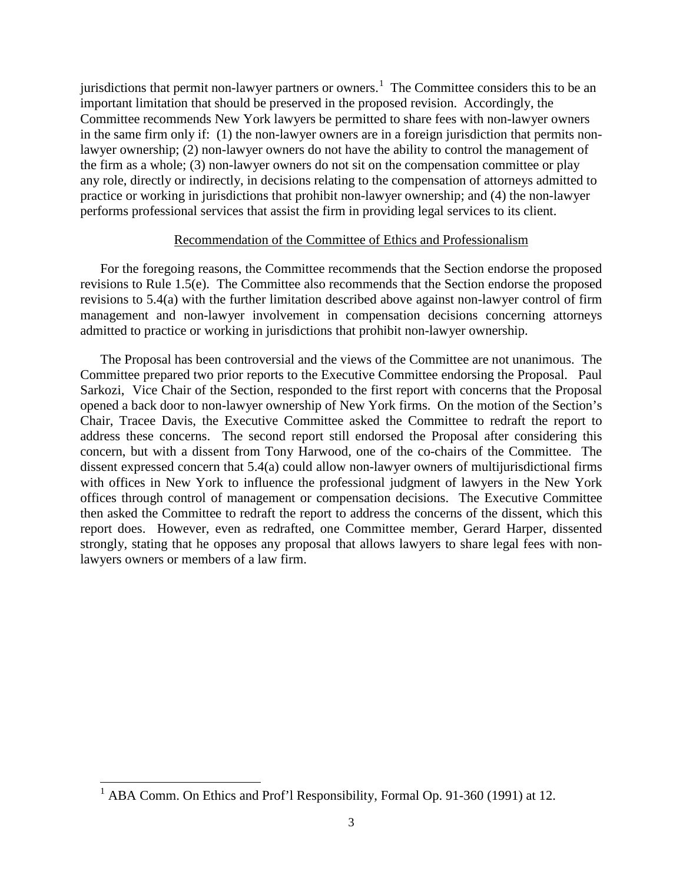jurisdictions that permit non-lawyer partners or owners.[1] The Committee considers this to be an important limitation that should be preserved in the proposed revision. Accordingly, the Committee recommends New York lawyers be permitted to share fees with non-lawyer owners in the same firm only if: (1) the non-lawyer owners are in a foreign jurisdiction that permits non-lawyer ownership; (2) non-lawyer owners do not have the ability to control the management of the firm as a whole; (3) non-lawyer owners do not sit on the compensation committee or play any role, directly or indirectly, in decisions relating to the compensation of attorneys admitted to practice or working in jurisdictions that prohibit non-lawyer ownership; and (4) the non-lawyer performs professional services that assist the firm in providing legal services to its client.

Recommendation of the Committee of Ethics and Professionalism

For the foregoing reasons, the Committee recommends that the Section endorse the proposed revisions to Rule 1.5(e). The Committee also recommends that the Section endorse the proposed revisions to 5.4(a) with the further limitation described above against non-lawyer control of firm management and non-lawyer involvement in compensation decisions concerning attorneys admitted to practice or working in jurisdictions that prohibit non-lawyer ownership.

The Proposal has been controversial and the views of the Committee are not unanimous. The Committee prepared two prior reports to the Executive Committee endorsing the Proposal. Paul Sarkozi, Vice Chair of the Section, responded to the first report with concerns that the Proposal opened a back door to non-lawyer ownership of New York firms. On the motion of the Section's Chair, Tracee Davis, the Executive Committee asked the Committee to redraft the report to address these concerns. The second report still endorsed the Proposal after considering this concern, but with a dissent from Tony Harwood, one of the co-chairs of the Committee. The dissent expressed concern that 5.4(a) could allow non-lawyer owners of multijurisdictional firms with offices in New York to influence the professional judgment of lawyers in the New York offices through control of management or compensation decisions. The Executive Committee then asked the Committee to redraft the report to address the concerns of the dissent, which this report does. However, even as redrafted, one Committee member, Gerard Harper, dissented strongly, stating that he opposes any proposal that allows lawyers to share legal fees with non-lawyers owners or members of a law firm.

[1] ABA Comm. On Ethics and Prof'l Responsibility, Formal Op. 91-360 (1991) at 12.